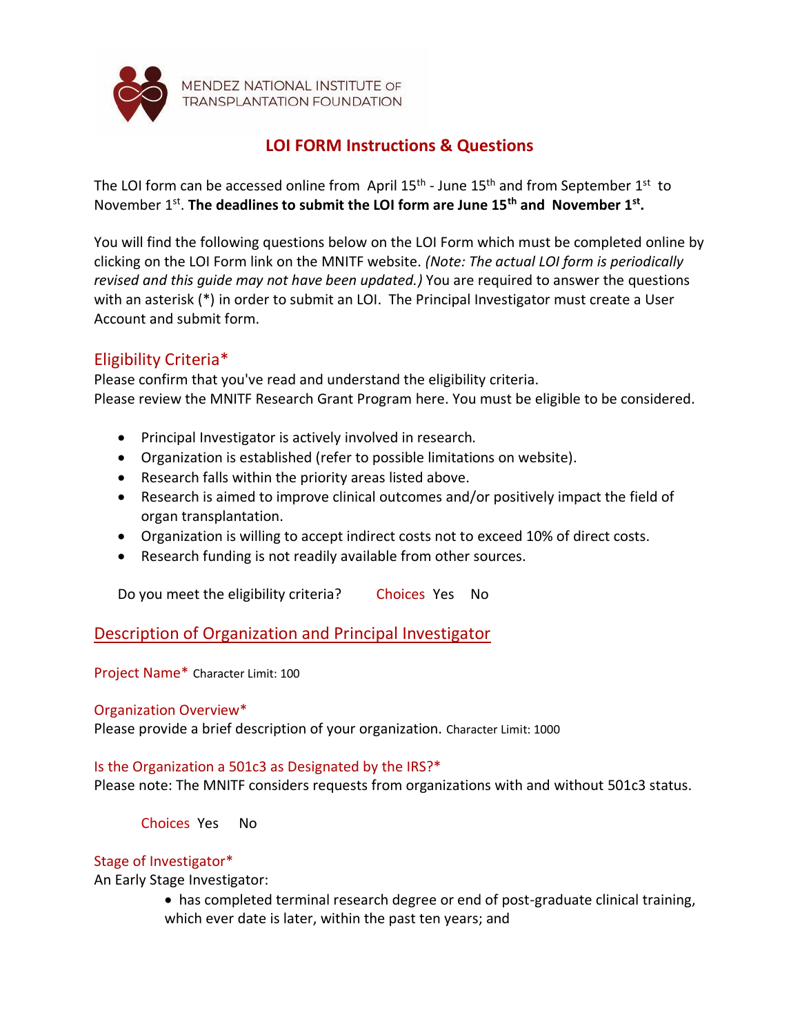MENDEZ NATIONAL INSTITUTE OF TRANSPLANTATION FOUNDATION

# LOI FORM Instructions & Questions

The LOI form can be accessed online from April 15th - June 15th and from September 1st to November 1st. **The deadlines to submit the LOI form are June 15th and November 1st.**

You will find the following questions below on the LOI Form which must be completed online by clicking on the LOI Form link on the MNITF website. *(Note: The actual LOI form is periodically revised and this guide may not have been updated.)* You are required to answer the questions with an asterisk (*) in order to submit an LOI. The Principal Investigator must create a User Account and submit form.

## Eligibility Criteria*

Please confirm that you've read and understand the eligibility criteria.
Please review the MNITF Research Grant Program here. You must be eligible to be considered.

- Principal Investigator is actively involved in research.
- Organization is established (refer to possible limitations on website).
- Research falls within the priority areas listed above.
- Research is aimed to improve clinical outcomes and/or positively impact the field of organ transplantation.
- Organization is willing to accept indirect costs not to exceed 10% of direct costs.
- Research funding is not readily available from other sources.

Do you meet the eligibility criteria? Choices Yes No

## Description of Organization and Principal Investigator

### Project Name*
Character Limit: 100

### Organization Overview*
Please provide a brief description of your organization. Character Limit: 1000

### Is the Organization a 501c3 as Designated by the IRS?*
Please note: The MNITF considers requests from organizations with and without 501c3 status.

Choices Yes No

### Stage of Investigator*
An Early Stage Investigator:

- has completed terminal research degree or end of post-graduate clinical training, which ever date is later, within the past ten years; and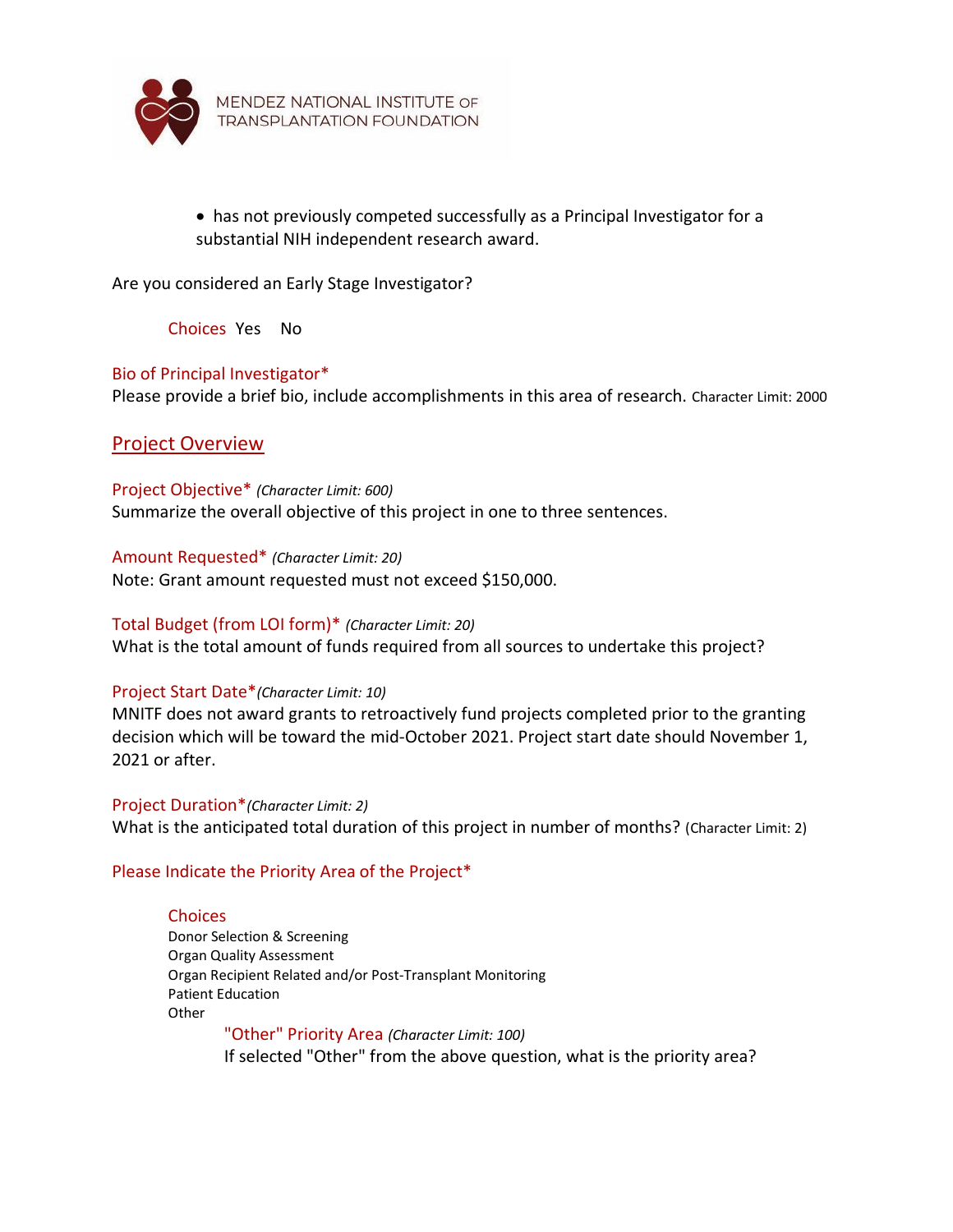- has not previously competed successfully as a Principal Investigator for a substantial NIH independent research award.

Are you considered an Early Stage Investigator?

Choices Yes No

Bio of Principal Investigator*
Please provide a brief bio, include accomplishments in this area of research. Character Limit: 2000

## Project Overview

Project Objective* *(Character Limit: 600)*
Summarize the overall objective of this project in one to three sentences.

Amount Requested* *(Character Limit: 20)*
Note: Grant amount requested must not exceed $150,000.

Total Budget (from LOI form)* *(Character Limit: 20)*
What is the total amount of funds required from all sources to undertake this project?

Project Start Date* *(Character Limit: 10)*
MNITF does not award grants to retroactively fund projects completed prior to the granting decision which will be toward the mid-October 2021. Project start date should November 1, 2021 or after.

Project Duration* *(Character Limit: 2)*
What is the anticipated total duration of this project in number of months? (Character Limit: 2)

Please Indicate the Priority Area of the Project*

Choices
Donor Selection & Screening
Organ Quality Assessment
Organ Recipient Related and/or Post-Transplant Monitoring
Patient Education
Other

"Other" Priority Area *(Character Limit: 100)*
If selected "Other" from the above question, what is the priority area?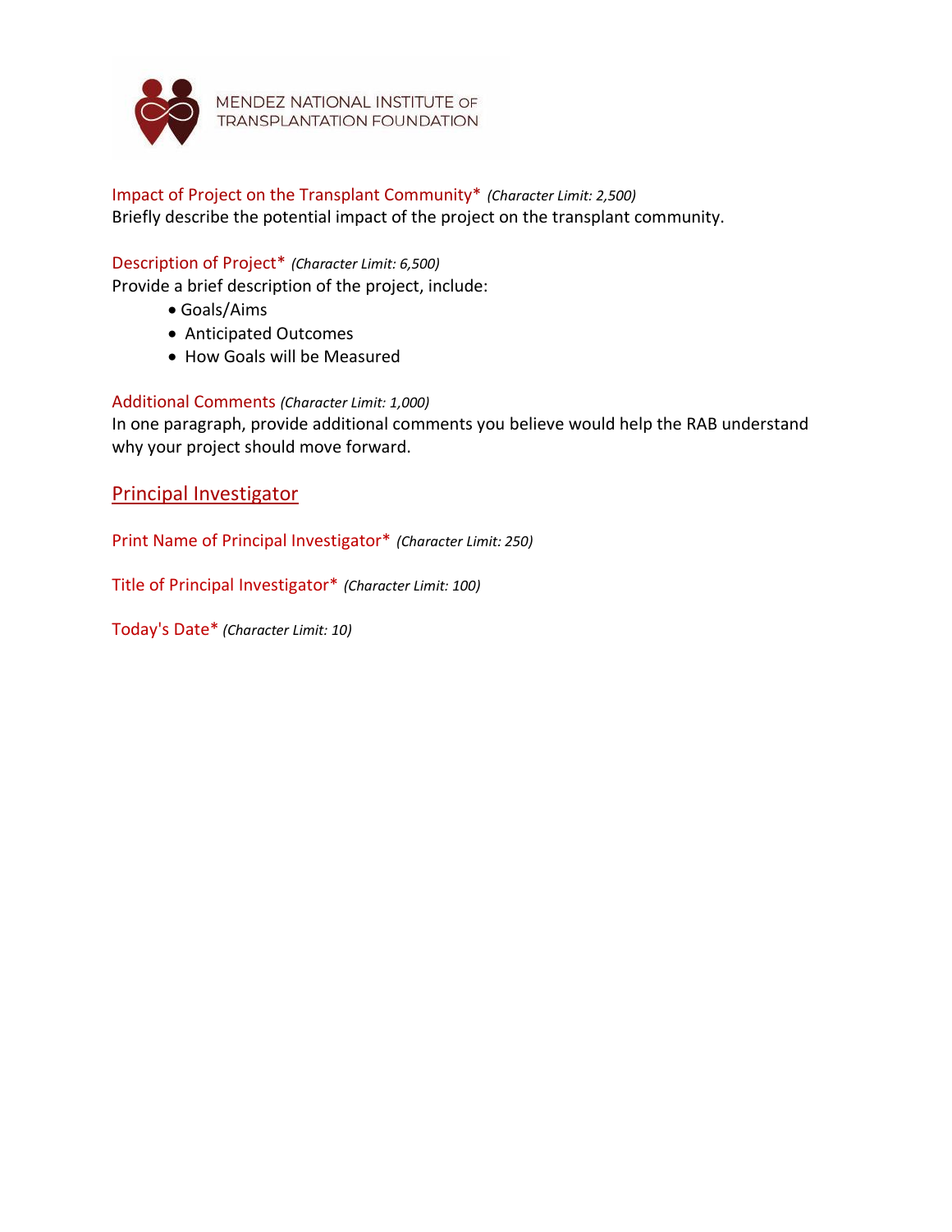MENDEZ NATIONAL INSTITUTE OF TRANSPLANTATION FOUNDATION

Impact of Project on the Transplant Community* *(Character Limit: 2,500)*
Briefly describe the potential impact of the project on the transplant community.

Description of Project* *(Character Limit: 6,500)*
Provide a brief description of the project, include:

- Goals/Aims
- Anticipated Outcomes
- How Goals will be Measured

Additional Comments *(Character Limit: 1,000)*
In one paragraph, provide additional comments you believe would help the RAB understand why your project should move forward.

## Principal Investigator

Print Name of Principal Investigator* *(Character Limit: 250)*

Title of Principal Investigator* *(Character Limit: 100)*

Today's Date* *(Character Limit: 10)*